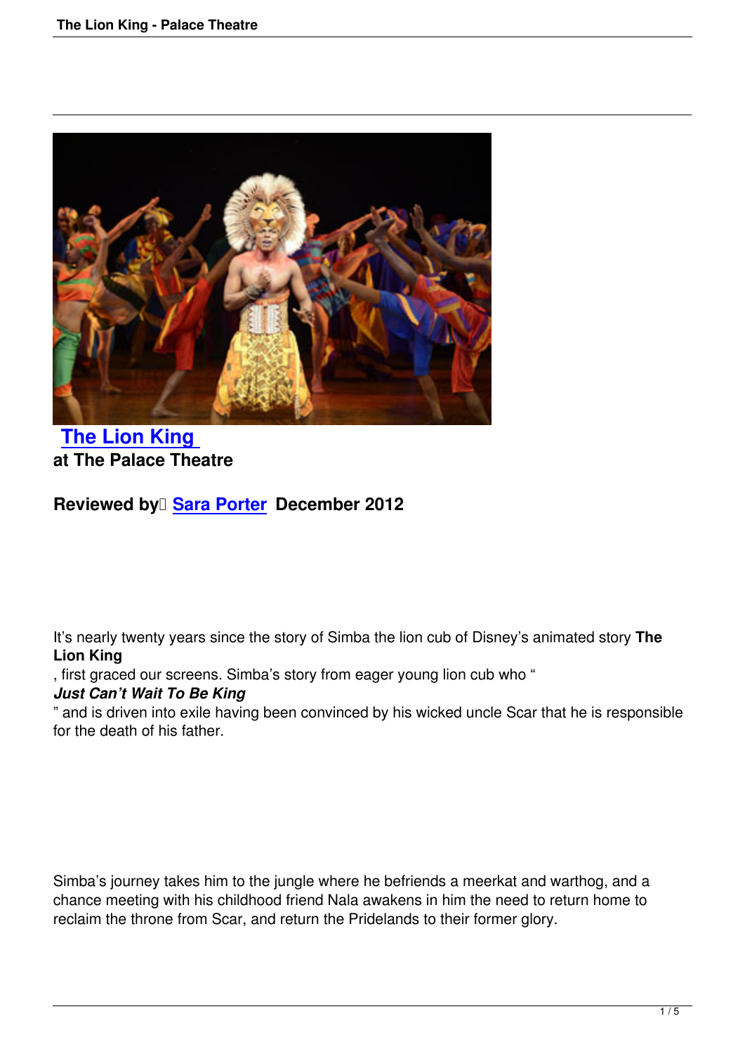# [The Lion King](#)

## at The Palace Theatre

### Reviewed by [Sara Porter](#) December 2012

It's nearly twenty years since the story of Simba the lion cub of Disney's animated story **The Lion King**, first graced our screens. Simba's story from eager young lion cub who "***Just Can't Wait To Be King***" and is driven into exile having been convinced by his wicked uncle Scar that he is responsible for the death of his father.

Simba's journey takes him to the jungle where he befriends a meerkat and warthog, and a chance meeting with his childhood friend Nala awakens in him the need to return home to reclaim the throne from Scar, and return the Pridelands to their former glory.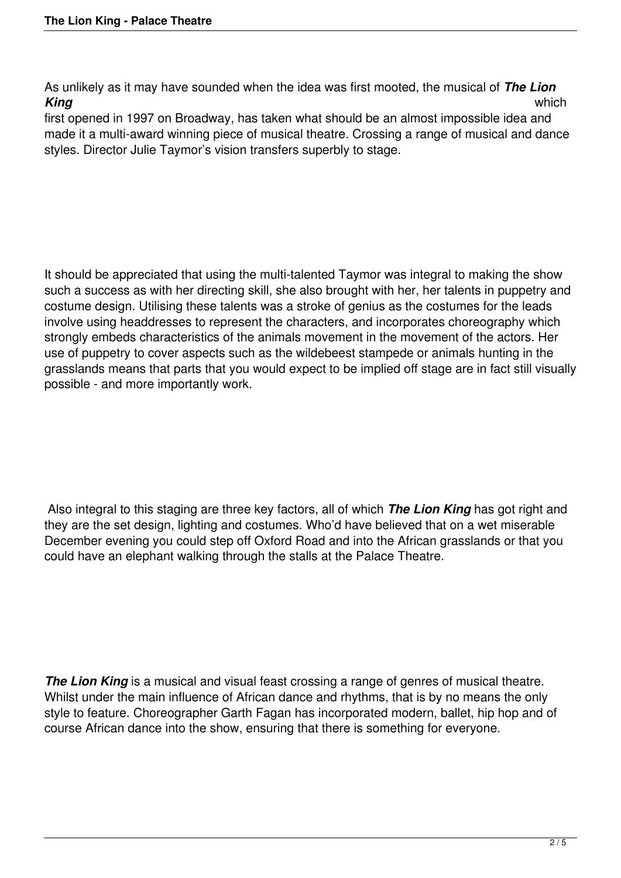As unlikely as it may have sounded when the idea was first mooted, the musical of ***The Lion King*** which first opened in 1997 on Broadway, has taken what should be an almost impossible idea and made it a multi-award winning piece of musical theatre. Crossing a range of musical and dance styles. Director Julie Taymor's vision transfers superbly to stage.

It should be appreciated that using the multi-talented Taymor was integral to making the show such a success as with her directing skill, she also brought with her, her talents in puppetry and costume design. Utilising these talents was a stroke of genius as the costumes for the leads involve using headdresses to represent the characters, and incorporates choreography which strongly embeds characteristics of the animals movement in the movement of the actors. Her use of puppetry to cover aspects such as the wildebeest stampede or animals hunting in the grasslands means that parts that you would expect to be implied off stage are in fact still visually possible - and more importantly work.

Also integral to this staging are three key factors, all of which ***The Lion King*** has got right and they are the set design, lighting and costumes. Who'd have believed that on a wet miserable December evening you could step off Oxford Road and into the African grasslands or that you could have an elephant walking through the stalls at the Palace Theatre.

***The Lion King*** is a musical and visual feast crossing a range of genres of musical theatre. Whilst under the main influence of African dance and rhythms, that is by no means the only style to feature. Choreographer Garth Fagan has incorporated modern, ballet, hip hop and of course African dance into the show, ensuring that there is something for everyone.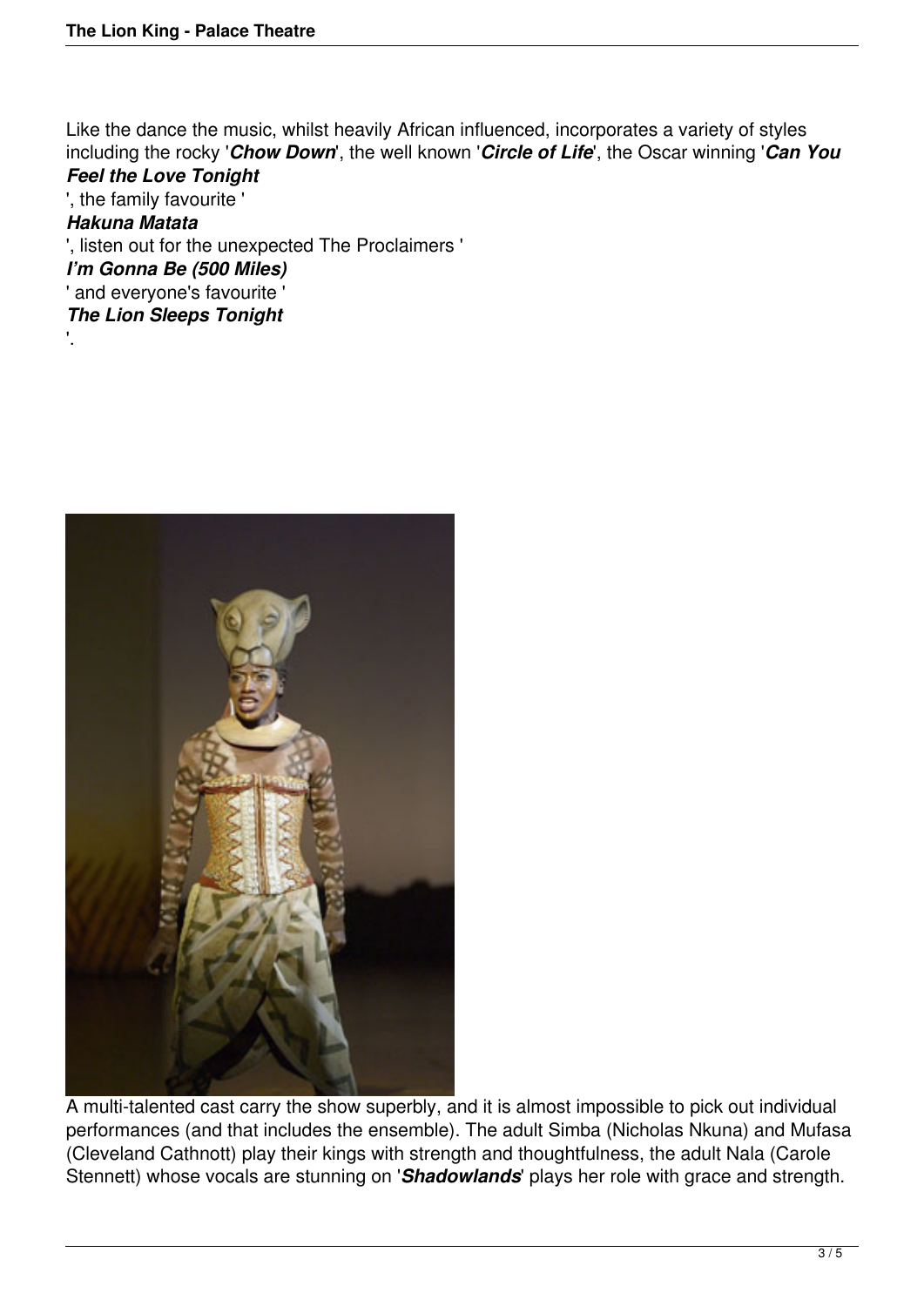Like the dance the music, whilst heavily African influenced, incorporates a variety of styles including the rocky '***Chow Down***', the well known '***Circle of Life***', the Oscar winning '***Can You Feel the Love Tonight***', the family favourite '***Hakuna Matata***', listen out for the unexpected The Proclaimers '***I'm Gonna Be (500 Miles)***' and everyone's favourite '***The Lion Sleeps Tonight***'.

A multi-talented cast carry the show superbly, and it is almost impossible to pick out individual performances (and that includes the ensemble). The adult Simba (Nicholas Nkuna) and Mufasa (Cleveland Cathnott) play their kings with strength and thoughtfulness, the adult Nala (Carole Stennett) whose vocals are stunning on '***Shadowlands***' plays her role with grace and strength.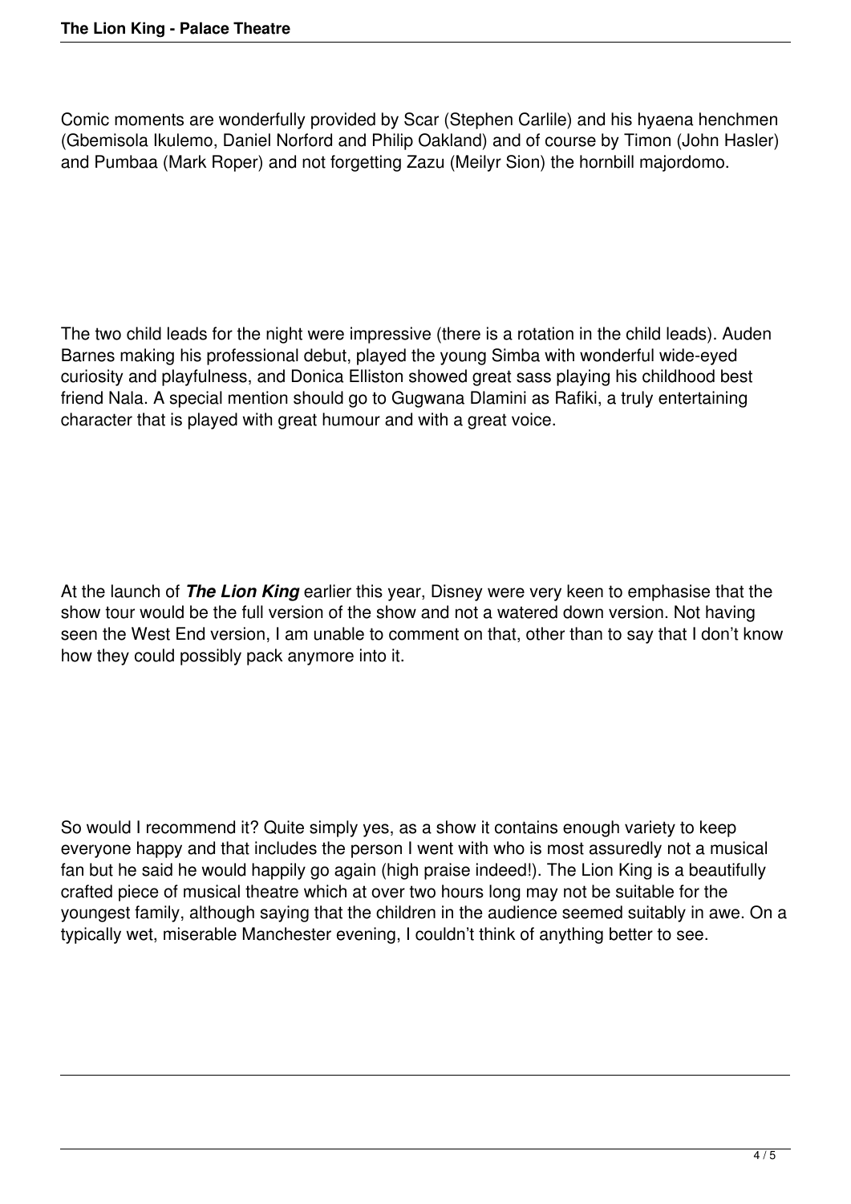Comic moments are wonderfully provided by Scar (Stephen Carlile) and his hyaena henchmen (Gbemisola Ikulemo, Daniel Norford and Philip Oakland) and of course by Timon (John Hasler) and Pumbaa (Mark Roper) and not forgetting Zazu (Meilyr Sion) the hornbill majordomo.

The two child leads for the night were impressive (there is a rotation in the child leads). Auden Barnes making his professional debut, played the young Simba with wonderful wide-eyed curiosity and playfulness, and Donica Elliston showed great sass playing his childhood best friend Nala. A special mention should go to Gugwana Dlamini as Rafiki, a truly entertaining character that is played with great humour and with a great voice.

At the launch of ***The Lion King*** earlier this year, Disney were very keen to emphasise that the show tour would be the full version of the show and not a watered down version. Not having seen the West End version, I am unable to comment on that, other than to say that I don't know how they could possibly pack anymore into it.

So would I recommend it? Quite simply yes, as a show it contains enough variety to keep everyone happy and that includes the person I went with who is most assuredly not a musical fan but he said he would happily go again (high praise indeed!). The Lion King is a beautifully crafted piece of musical theatre which at over two hours long may not be suitable for the youngest family, although saying that the children in the audience seemed suitably in awe. On a typically wet, miserable Manchester evening, I couldn't think of anything better to see.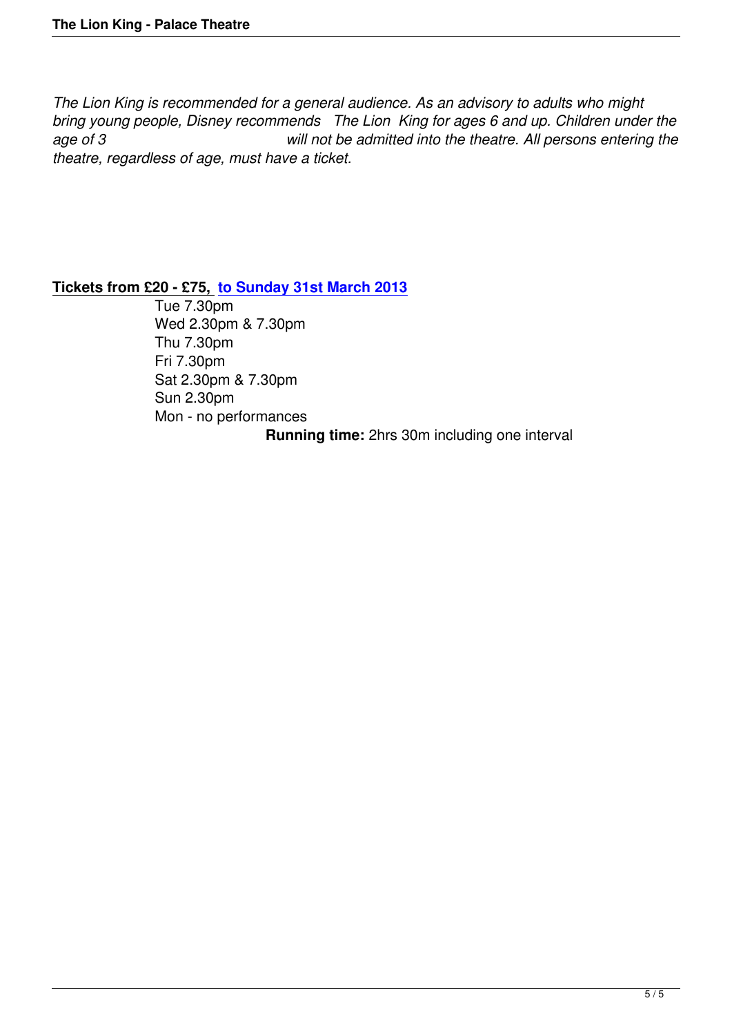*The Lion King is recommended for a general audience. As an advisory to adults who might bring young people, Disney recommends The Lion King for ages 6 and up. Children under the age of 3 will not be admitted into the theatre. All persons entering the theatre, regardless of age, must have a ticket.*

**Tickets from £20 - £75, to Sunday 31st March 2013**

Tue 7.30pm
Wed 2.30pm & 7.30pm
Thu 7.30pm
Fri 7.30pm
Sat 2.30pm & 7.30pm
Sun 2.30pm
Mon - no performances

**Running time:** 2hrs 30m including one interval